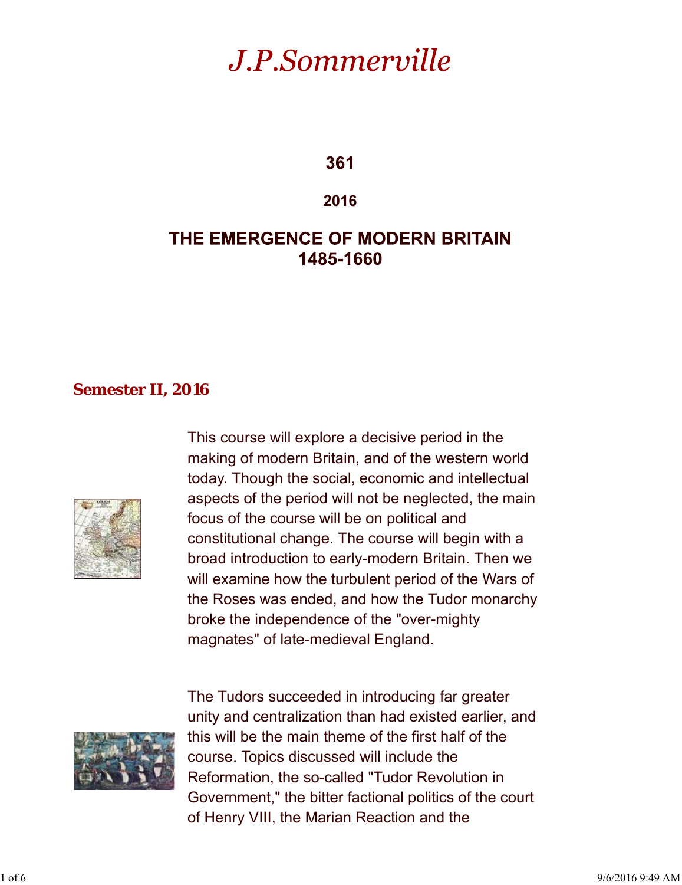# *J.P.Sommerville*

## 361

### 2016

## THE EMERGENCE OF MODERN BRITAIN 1485-1660

**Semester II, 2016**

This course will explore a decisive period in the making of modern Britain, and of the western world today. Though the social, economic and intellectual aspects of the period will not be neglected, the main focus of the course will be on political and constitutional change. The course will begin with a broad introduction to early-modern Britain. Then we will examine how the turbulent period of the Wars of the Roses was ended, and how the Tudor monarchy broke the independence of the "over-mighty magnates" of late-medieval England.

The Tudors succeeded in introducing far greater unity and centralization than had existed earlier, and this will be the main theme of the first half of the course. Topics discussed will include the Reformation, the so-called "Tudor Revolution in Government," the bitter factional politics of the court of Henry VIII, the Marian Reaction and the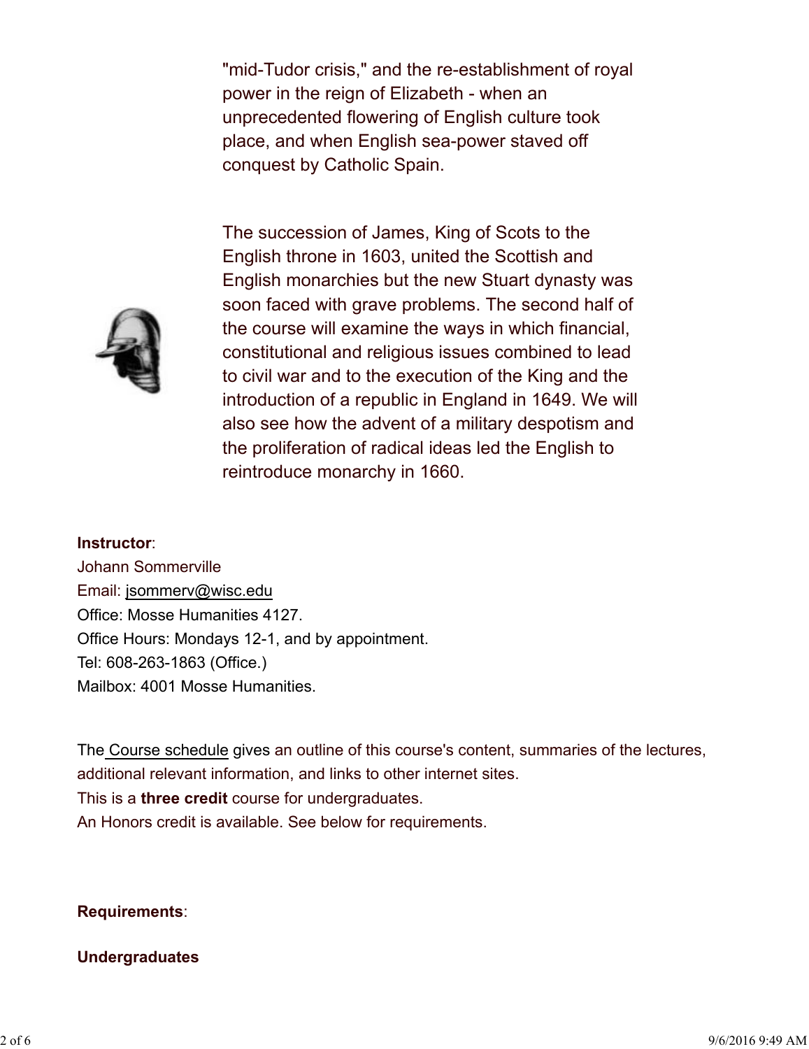"mid-Tudor crisis," and the re-establishment of royal power in the reign of Elizabeth - when an unprecedented flowering of English culture took place, and when English sea-power staved off conquest by Catholic Spain.

The succession of James, King of Scots to the English throne in 1603, united the Scottish and English monarchies but the new Stuart dynasty was soon faced with grave problems. The second half of the course will examine the ways in which financial, constitutional and religious issues combined to lead to civil war and to the execution of the King and the introduction of a republic in England in 1649. We will also see how the advent of a military despotism and the proliferation of radical ideas led the English to reintroduce monarchy in 1660.

**Instructor**:
Johann Sommerville
Email: jsommerv@wisc.edu
Office: Mosse Humanities 4127.
Office Hours: Mondays 12-1, and by appointment.
Tel: 608-263-1863 (Office.)
Mailbox: 4001 Mosse Humanities.

The Course schedule gives an outline of this course's content, summaries of the lectures, additional relevant information, and links to other internet sites.
This is a **three credit** course for undergraduates.
An Honors credit is available. See below for requirements.

**Requirements**:

**Undergraduates**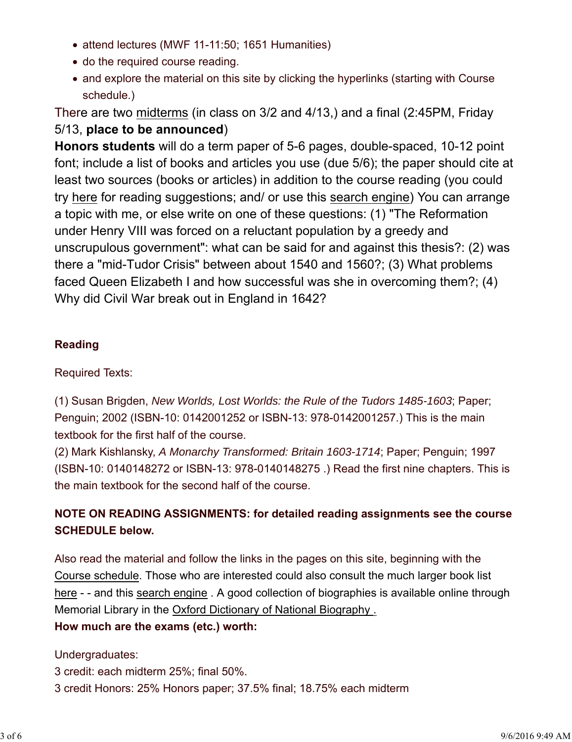- attend lectures (MWF 11-11:50; 1651 Humanities)
- do the required course reading.
- and explore the material on this site by clicking the hyperlinks (starting with Course schedule.)

There are two midterms (in class on 3/2 and 4/13,) and a final (2:45PM, Friday 5/13, **place to be announced**)

**Honors students** will do a term paper of 5-6 pages, double-spaced, 10-12 point font; include a list of books and articles you use (due 5/6); the paper should cite at least two sources (books or articles) in addition to the course reading (you could try here for reading suggestions; and/ or use this search engine) You can arrange a topic with me, or else write on one of these questions: (1) "The Reformation under Henry VIII was forced on a reluctant population by a greedy and unscrupulous government": what can be said for and against this thesis?: (2) was there a "mid-Tudor Crisis" between about 1540 and 1560?; (3) What problems faced Queen Elizabeth I and how successful was she in overcoming them?; (4) Why did Civil War break out in England in 1642?

**Reading**

Required Texts:

(1) Susan Brigden, *New Worlds, Lost Worlds: the Rule of the Tudors 1485-1603*; Paper; Penguin; 2002 (ISBN-10: 0142001252 or ISBN-13: 978-0142001257.) This is the main textbook for the first half of the course.
(2) Mark Kishlansky, *A Monarchy Transformed: Britain 1603-1714*; Paper; Penguin; 1997 (ISBN-10: 0140148272 or ISBN-13: 978-0140148275 .) Read the first nine chapters. This is the main textbook for the second half of the course.

**NOTE ON READING ASSIGNMENTS: for detailed reading assignments see the course SCHEDULE below.**

Also read the material and follow the links in the pages on this site, beginning with the Course schedule. Those who are interested could also consult the much larger book list here - - and this search engine . A good collection of biographies is available online through Memorial Library in the Oxford Dictionary of National Biography .

**How much are the exams (etc.) worth:**

Undergraduates:
3 credit: each midterm 25%; final 50%.
3 credit Honors: 25% Honors paper; 37.5% final; 18.75% each midterm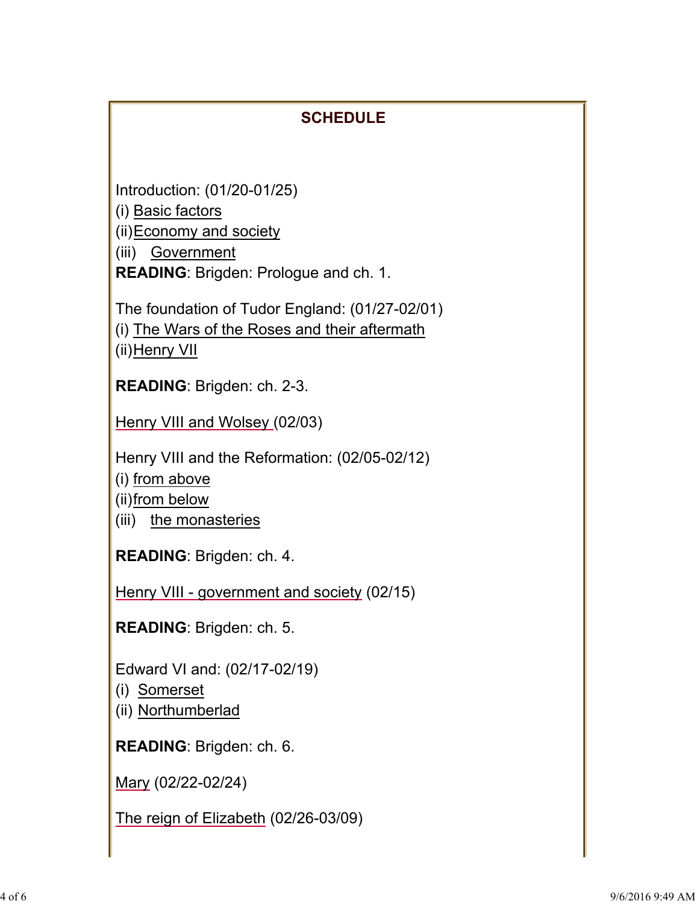## SCHEDULE

Introduction: (01/20-01/25)
(i) Basic factors
(ii) Economy and society
(iii) Government
**READING**: Brigden: Prologue and ch. 1.

The foundation of Tudor England: (01/27-02/01)
(i) The Wars of the Roses and their aftermath
(ii) Henry VII

**READING**: Brigden: ch. 2-3.

Henry VIII and Wolsey (02/03)

Henry VIII and the Reformation: (02/05-02/12)
(i) from above
(ii) from below
(iii) the monasteries

**READING**: Brigden: ch. 4.

Henry VIII - government and society (02/15)

**READING**: Brigden: ch. 5.

Edward VI and: (02/17-02/19)
(i) Somerset
(ii) Northumberlad

**READING**: Brigden: ch. 6.

Mary (02/22-02/24)

The reign of Elizabeth (02/26-03/09)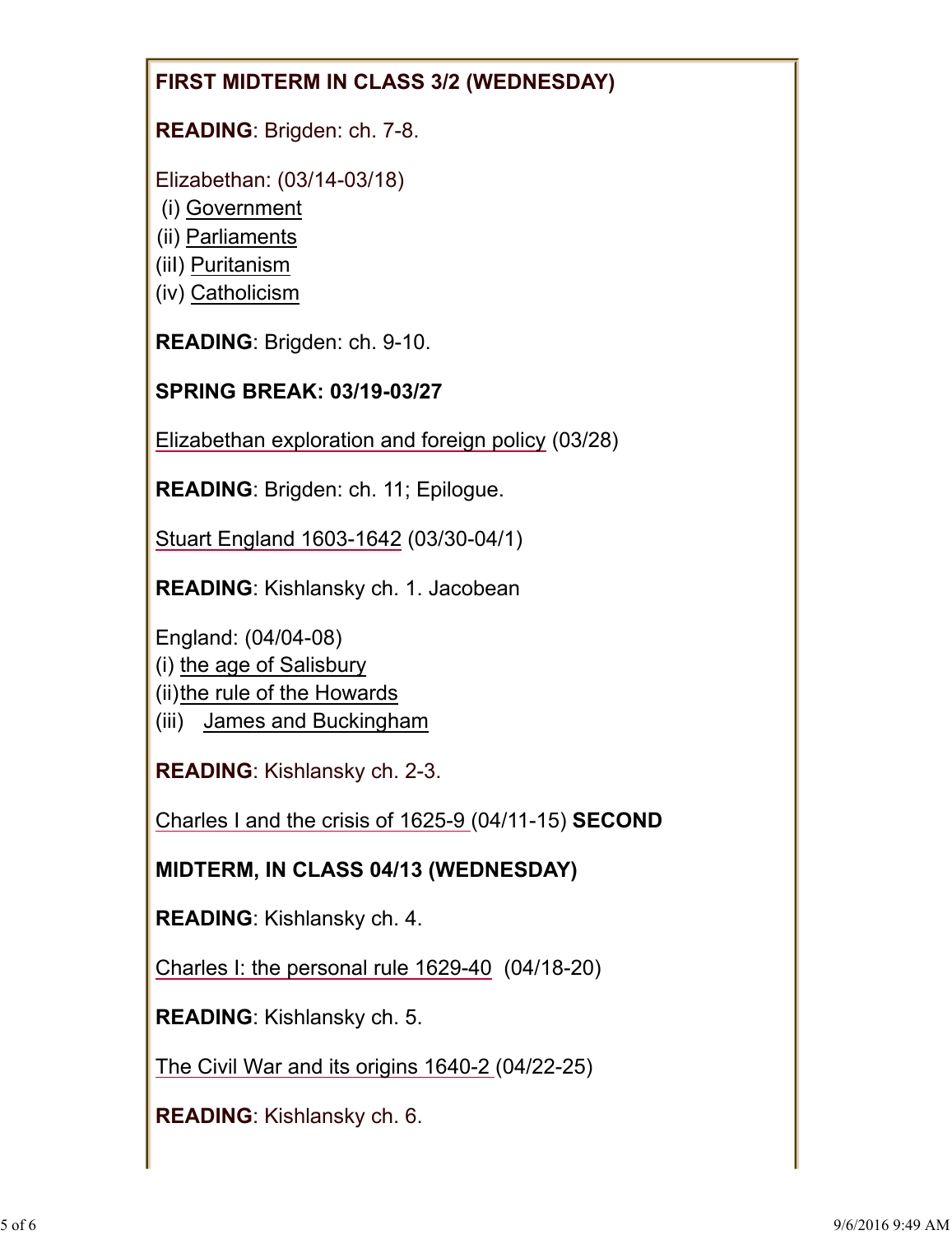**FIRST MIDTERM IN CLASS 3/2 (WEDNESDAY)**

**READING**: Brigden: ch. 7-8.

Elizabethan: (03/14-03/18)
(i) Government
(ii) Parliaments
(iiI) Puritanism
(iv) Catholicism

**READING**: Brigden: ch. 9-10.

**SPRING BREAK: 03/19-03/27**

Elizabethan exploration and foreign policy (03/28)

**READING**: Brigden: ch. 11; Epilogue.

Stuart England 1603-1642 (03/30-04/1)

**READING**: Kishlansky ch. 1. Jacobean

England: (04/04-08)
(i) the age of Salisbury
(ii)the rule of the Howards
(iii) James and Buckingham

**READING**: Kishlansky ch. 2-3.

Charles I and the crisis of 1625-9 (04/11-15) **SECOND**

**MIDTERM, IN CLASS 04/13 (WEDNESDAY)**

**READING**: Kishlansky ch. 4.

Charles I: the personal rule 1629-40 (04/18-20)

**READING**: Kishlansky ch. 5.

The Civil War and its origins 1640-2 (04/22-25)

**READING**: Kishlansky ch. 6.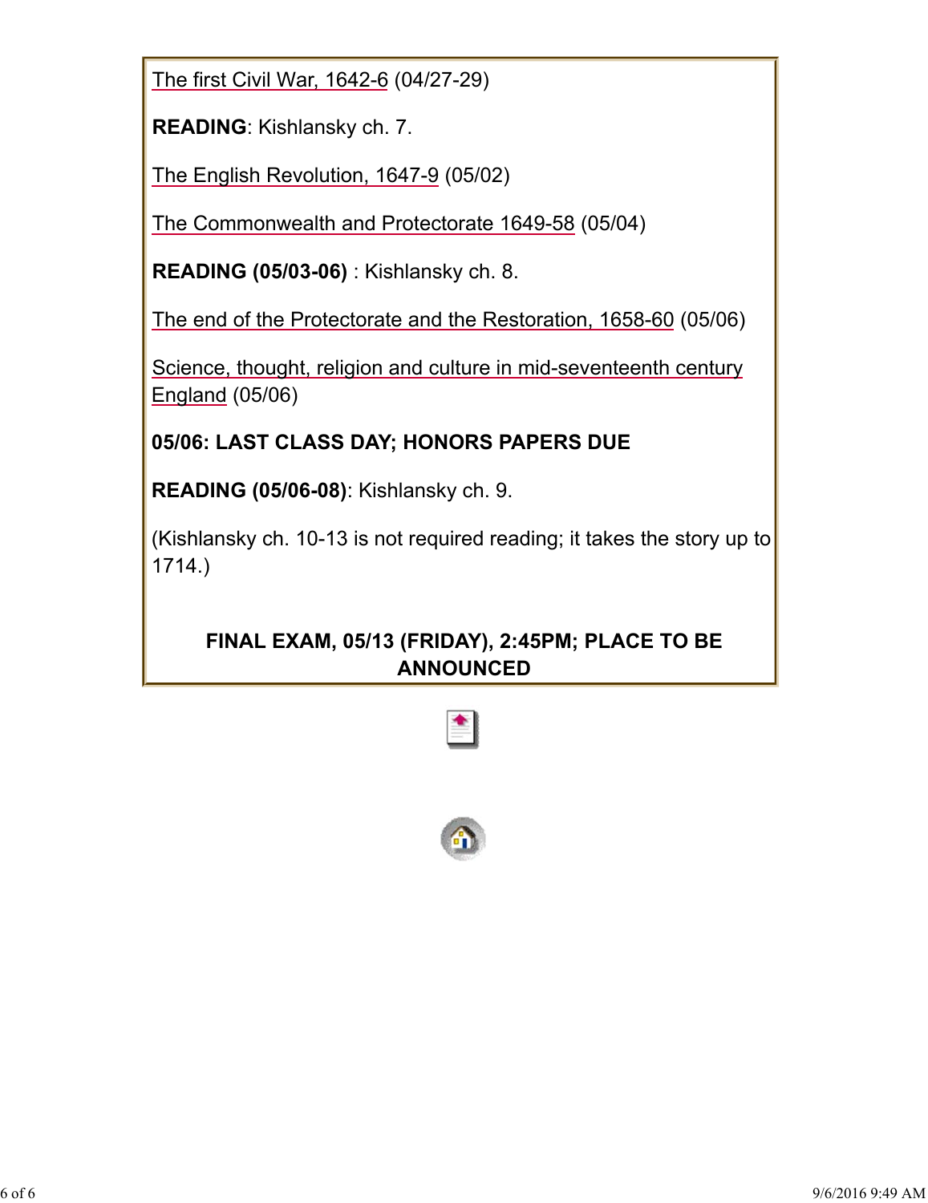The first Civil War, 1642-6 (04/27-29)

**READING**: Kishlansky ch. 7.

The English Revolution, 1647-9 (05/02)

The Commonwealth and Protectorate 1649-58 (05/04)

**READING (05/03-06)** : Kishlansky ch. 8.

The end of the Protectorate and the Restoration, 1658-60 (05/06)

Science, thought, religion and culture in mid-seventeenth century England (05/06)

**05/06: LAST CLASS DAY; HONORS PAPERS DUE**

**READING (05/06-08)**: Kishlansky ch. 9.

(Kishlansky ch. 10-13 is not required reading; it takes the story up to 1714.)

**FINAL EXAM, 05/13 (FRIDAY), 2:45PM; PLACE TO BE ANNOUNCED**